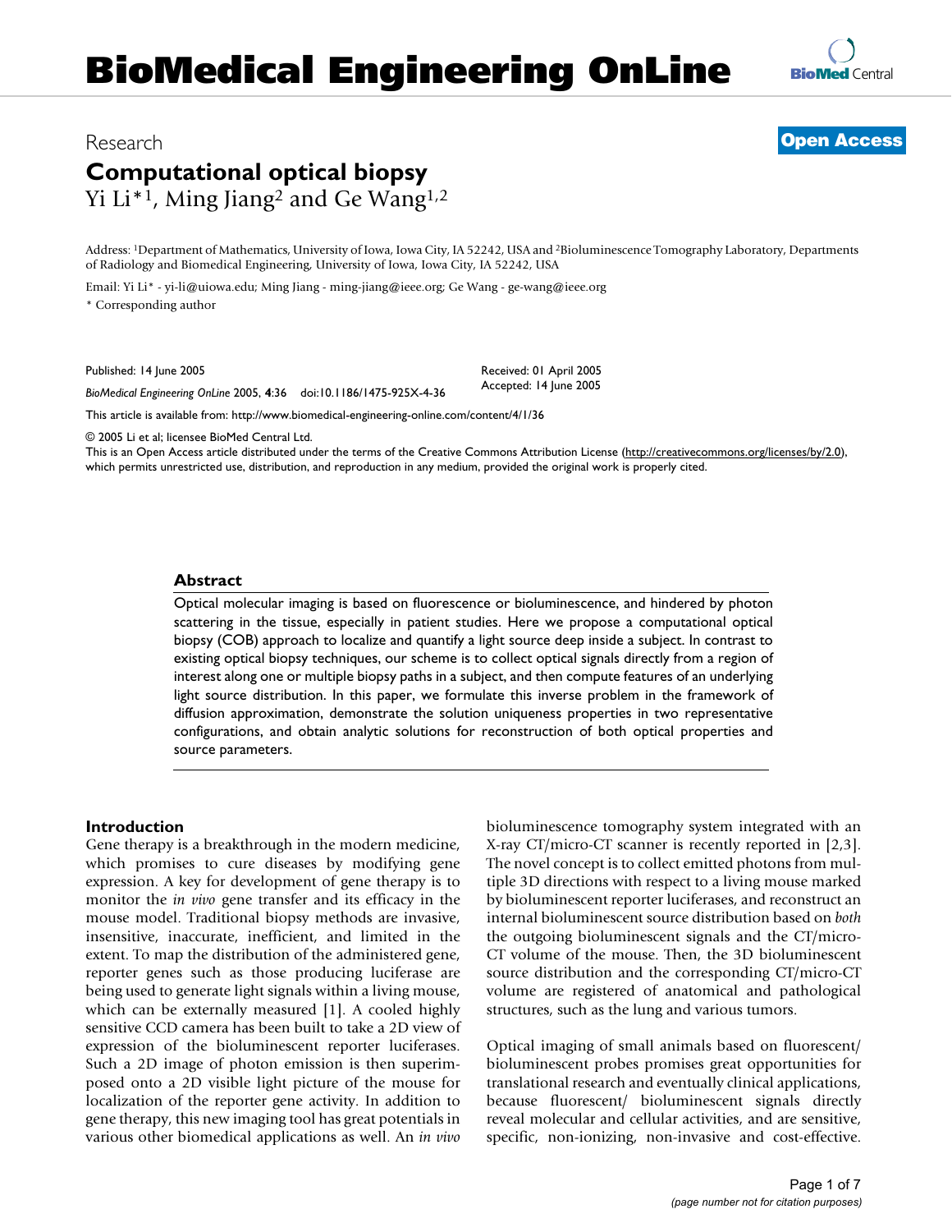# BioMedical Engineering OnLine

Research

**Open Access**

## Computational optical biopsy

Yi Li*[1], Ming Jiang[2] and Ge Wang[1,2]

Address: [1]Department of Mathematics, University of Iowa, Iowa City, IA 52242, USA and [2]Bioluminescence Tomography Laboratory, Departments of Radiology and Biomedical Engineering, University of Iowa, Iowa City, IA 52242, USA

Email: Yi Li* - yi-li@uiowa.edu; Ming Jiang - ming-jiang@ieee.org; Ge Wang - ge-wang@ieee.org

\* Corresponding author

Published: 14 June 2005

*BioMedical Engineering OnLine* 2005, **4**:36 doi:10.1186/1475-925X-4-36

Received: 01 April 2005
Accepted: 14 June 2005

This article is available from: http://www.biomedical-engineering-online.com/content/4/1/36

© 2005 Li et al; licensee BioMed Central Ltd.
This is an Open Access article distributed under the terms of the Creative Commons Attribution License (http://creativecommons.org/licenses/by/2.0), which permits unrestricted use, distribution, and reproduction in any medium, provided the original work is properly cited.

### Abstract

Optical molecular imaging is based on fluorescence or bioluminescence, and hindered by photon scattering in the tissue, especially in patient studies. Here we propose a computational optical biopsy (COB) approach to localize and quantify a light source deep inside a subject. In contrast to existing optical biopsy techniques, our scheme is to collect optical signals directly from a region of interest along one or multiple biopsy paths in a subject, and then compute features of an underlying light source distribution. In this paper, we formulate this inverse problem in the framework of diffusion approximation, demonstrate the solution uniqueness properties in two representative configurations, and obtain analytic solutions for reconstruction of both optical properties and source parameters.

### Introduction

Gene therapy is a breakthrough in the modern medicine, which promises to cure diseases by modifying gene expression. A key for development of gene therapy is to monitor the *in vivo* gene transfer and its efficacy in the mouse model. Traditional biopsy methods are invasive, insensitive, inaccurate, inefficient, and limited in the extent. To map the distribution of the administered gene, reporter genes such as those producing luciferase are being used to generate light signals within a living mouse, which can be externally measured [1]. A cooled highly sensitive CCD camera has been built to take a 2D view of expression of the bioluminescent reporter luciferases. Such a 2D image of photon emission is then superimposed onto a 2D visible light picture of the mouse for localization of the reporter gene activity. In addition to gene therapy, this new imaging tool has great potentials in various other biomedical applications as well. An *in vivo* bioluminescence tomography system integrated with an X-ray CT/micro-CT scanner is recently reported in [2,3]. The novel concept is to collect emitted photons from multiple 3D directions with respect to a living mouse marked by bioluminescent reporter luciferases, and reconstruct an internal bioluminescent source distribution based on *both* the outgoing bioluminescent signals and the CT/micro-CT volume of the mouse. Then, the 3D bioluminescent source distribution and the corresponding CT/micro-CT volume are registered of anatomical and pathological structures, such as the lung and various tumors.

Optical imaging of small animals based on fluorescent/bioluminescent probes promises great opportunities for translational research and eventually clinical applications, because fluorescent/ bioluminescent signals directly reveal molecular and cellular activities, and are sensitive, specific, non-ionizing, non-invasive and cost-effective.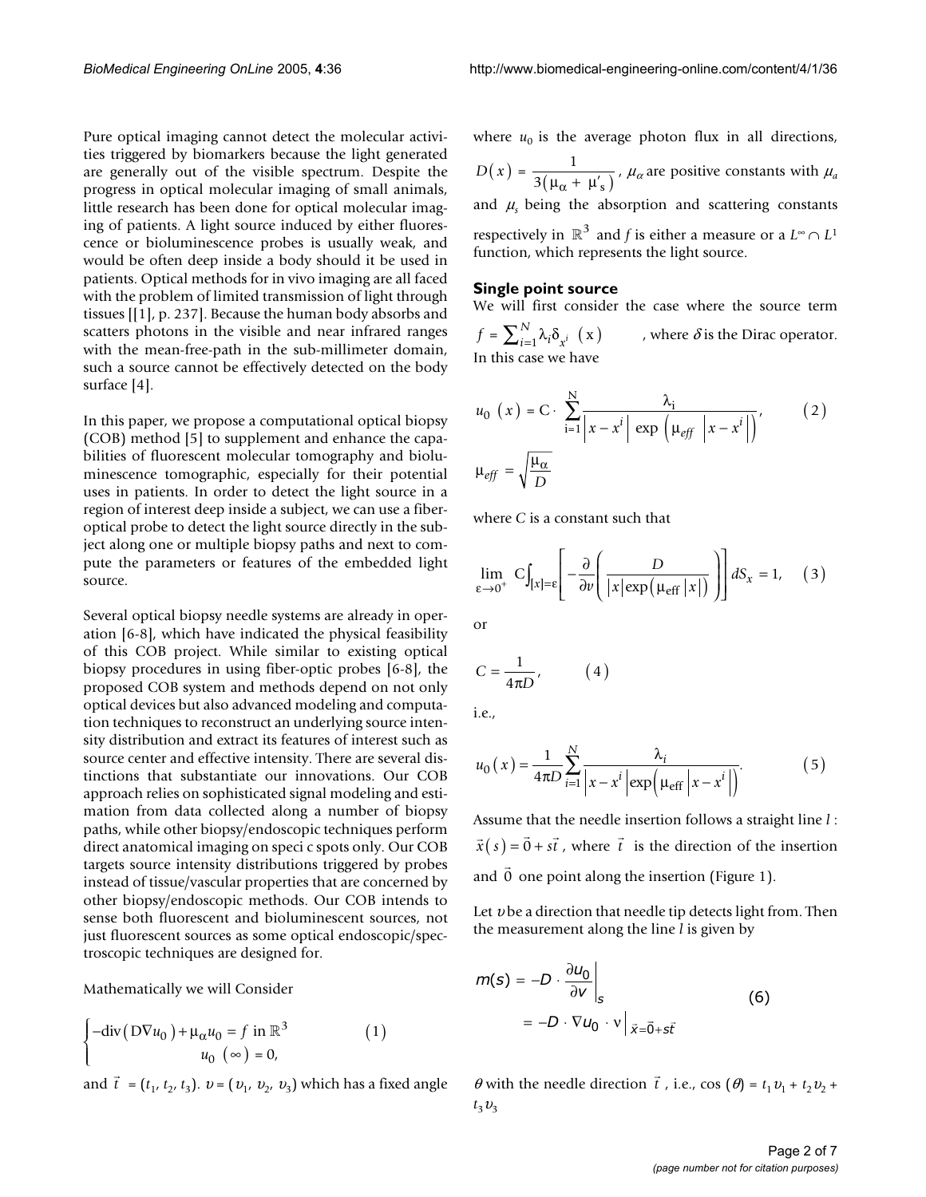Pure optical imaging cannot detect the molecular activities triggered by biomarkers because the light generated are generally out of the visible spectrum. Despite the progress in optical molecular imaging of small animals, little research has been done for optical molecular imaging of patients. A light source induced by either fluorescence or bioluminescence probes is usually weak, and would be often deep inside a body should it be used in patients. Optical methods for in vivo imaging are all faced with the problem of limited transmission of light through tissues [[1], p. 237]. Because the human body absorbs and scatters photons in the visible and near infrared ranges with the mean-free-path in the sub-millimeter domain, such a source cannot be effectively detected on the body surface [4].

In this paper, we propose a computational optical biopsy (COB) method [5] to supplement and enhance the capabilities of fluorescent molecular tomography and bioluminescence tomographic, especially for their potential uses in patients. In order to detect the light source in a region of interest deep inside a subject, we can use a fiber-optical probe to detect the light source directly in the subject along one or multiple biopsy paths and next to compute the parameters or features of the embedded light source.

Several optical biopsy needle systems are already in operation [6-8], which have indicated the physical feasibility of this COB project. While similar to existing optical biopsy procedures in using fiber-optic probes [6-8], the proposed COB system and methods depend on not only optical devices but also advanced modeling and computation techniques to reconstruct an underlying source intensity distribution and extract its features of interest such as source center and effective intensity. There are several distinctions that substantiate our innovations. Our COB approach relies on sophisticated signal modeling and estimation from data collected along a number of biopsy paths, while other biopsy/endoscopic techniques perform direct anatomical imaging on speci c spots only. Our COB targets source intensity distributions triggered by probes instead of tissue/vascular properties that are concerned by other biopsy/endoscopic methods. Our COB intends to sense both fluorescent and bioluminescent sources, not just fluorescent sources as some optical endoscopic/spectroscopic techniques are designed for.

Mathematically we will Consider

$$\begin{cases} -\operatorname{div}(D\nabla u_0) + \mu_\alpha u_0 = f \text{ in } \mathbb{R}^3 \\ u_0(\infty) = 0, \end{cases} \qquad (1)$$

and $\vec{t} = (t_1, t_2, t_3)$. $\upsilon = (\upsilon_1, \upsilon_2, \upsilon_3)$ which has a fixed angle $\theta$ with the needle direction $\vec{t}$, i.e., $\cos(\theta) = t_1\upsilon_1 + t_2\upsilon_2 + t_3\upsilon_3$

where $u_0$ is the average photon flux in all directions, $D(x) = \dfrac{1}{3(\mu_\alpha + \mu'_s)}$, $\mu_\alpha$ are positive constants with $\mu_a$ and $\mu_s$ being the absorption and scattering constants respectively in $\mathbb{R}^3$ and $f$ is either a measure or a $L^\infty \cap L^1$ function, which represents the light source.

### Single point source

We will first consider the case where the source term $f = \sum_{i=1}^{N} \lambda_i \delta_{x^i}(x)$, where $\delta$ is the Dirac operator. In this case we have

$$u_0(x) = C \cdot \sum_{i=1}^{N} \frac{\lambda_i}{\left|x - x^i\right| \exp\left(\mu_{eff} \left|x - x^i\right|\right)}, \qquad (2)$$

$$\mu_{eff} = \sqrt{\frac{\mu_\alpha}{D}}$$

where $C$ is a constant such that

$$\lim_{\varepsilon \to 0^+} C \int_{[x]=\varepsilon} \left[ -\frac{\partial}{\partial v} \left( \frac{D}{|x| \exp(\mu_{\text{eff}} |x|)} \right) \right] dS_x = 1, \qquad (3)$$

or

$$C = \frac{1}{4\pi D}, \qquad (4)$$

i.e.,

$$u_0(x) = \frac{1}{4\pi D} \sum_{i=1}^{N} \frac{\lambda_i}{\left|x - x^i\right| \exp\left(\mu_{\text{eff}} \left|x - x^i\right|\right)}. \qquad (5)$$

Assume that the needle insertion follows a straight line $l$: $\vec{x}(s) = \vec{0} + s\vec{t}$, where $\vec{t}$ is the direction of the insertion and $\vec{0}$ one point along the insertion (Figure 1).

Let $\upsilon$ be a direction that needle tip detects light from. Then the measurement along the line $l$ is given by

$$\begin{aligned} m(s) &= -D \cdot \left. \frac{\partial u_0}{\partial v} \right|_s \\ &= -D \cdot \nabla u_0 \cdot \nu \Big|_{\vec{x} = \vec{0} + s\vec{t}} \end{aligned} \qquad (6)$$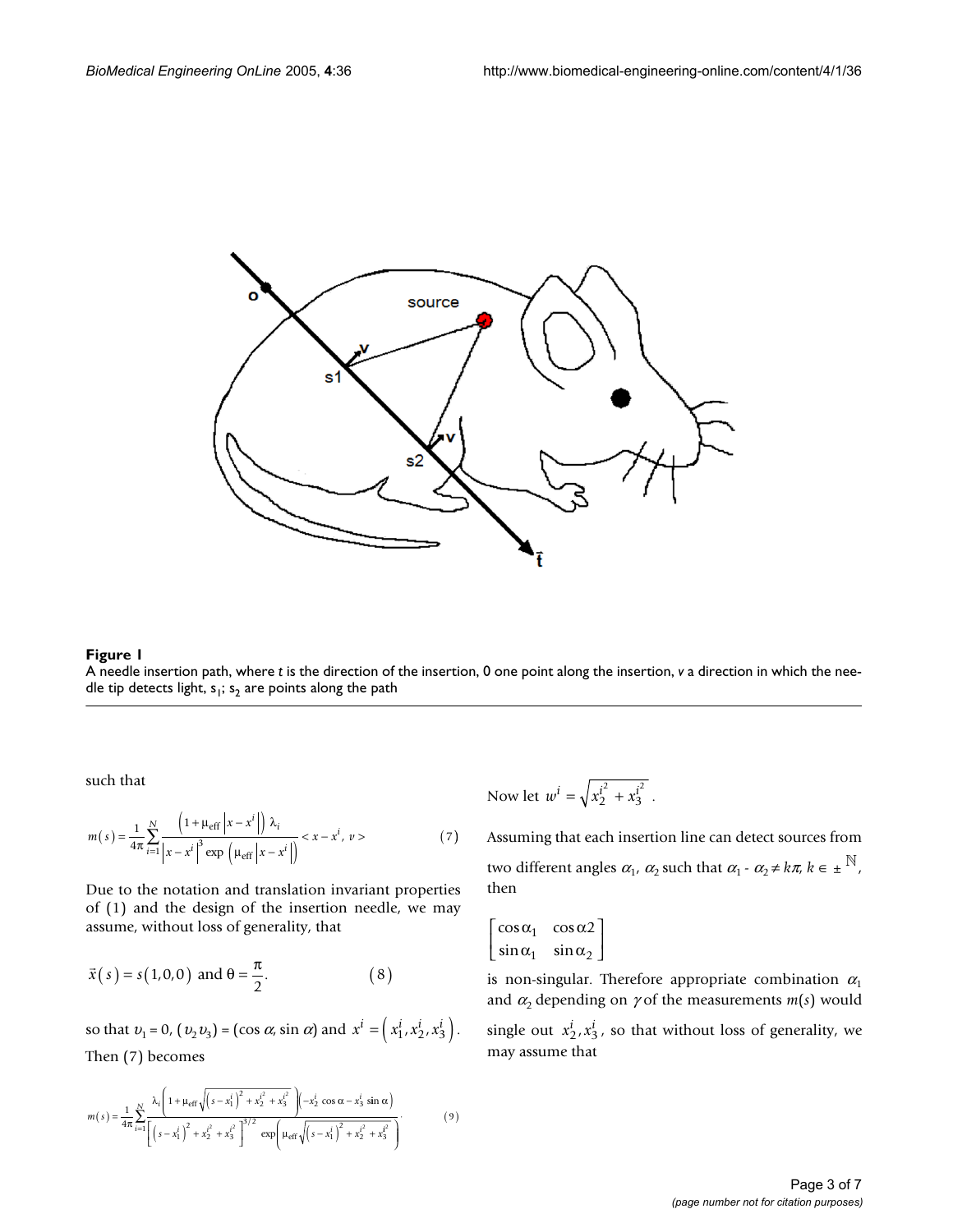**Figure 1**

A needle insertion path, where *t* is the direction of the insertion, 0 one point along the insertion, *v* a direction in which the needle tip detects light, $s_1$; $s_2$ are points along the path

such that

$$m(s) = \frac{1}{4\pi}\sum_{i=1}^{N} \frac{\left(1+\mu_{\text{eff}}\left|x-x^i\right|\right)\lambda_i}{\left|x-x^i\right|^3 \exp\left(\mu_{\text{eff}}\left|x-x^i\right|\right)} < x - x^i,\ v > \quad (7)$$

Due to the notation and translation invariant properties of (1) and the design of the insertion needle, we may assume, without loss of generality, that

$$\vec{x}(s) = s(1,0,0) \text{ and } \theta = \frac{\pi}{2}. \quad (8)$$

so that $v_1 = 0$, $(v_2 v_3) = (\cos\alpha, \sin\alpha)$ and $x^i = \left(x_1^i, x_2^i, x_3^i\right)$. Then (7) becomes

$$m(s) = \frac{1}{4\pi}\sum_{i=1}^{N} \frac{\lambda_i\left(1+\mu_{\text{eff}}\sqrt{\left(s-x_1^i\right)^2 + x_2^{i^2} + x_3^{i^2}}\right)\left(-x_2^i\cos\alpha - x_3^i\sin\alpha\right)}{\left[\left(s-x_1^i\right)^2 + x_2^{i^2} + x_3^{i^2}\right]^{3/2}\exp\left(\mu_{\text{eff}}\sqrt{\left(s-x_1^i\right)^2 + x_2^{i^2} + x_3^{i^2}}\right)}. \quad (9)$$

Now let $w^i = \sqrt{x_2^{i^2} + x_3^{i^2}}$.

Assuming that each insertion line can detect sources from two different angles $\alpha_1$, $\alpha_2$ such that $\alpha_1 - \alpha_2 \neq k\pi$, $k \in \pm\mathbb{N}$, then

$$\begin{bmatrix} \cos\alpha_1 & \cos\alpha 2 \\ \sin\alpha_1 & \sin\alpha_2 \end{bmatrix}$$

is non-singular. Therefore appropriate combination $\alpha_1$ and $\alpha_2$ depending on $\gamma$ of the measurements $m(s)$ would single out $x_2^i, x_3^i$, so that without loss of generality, we may assume that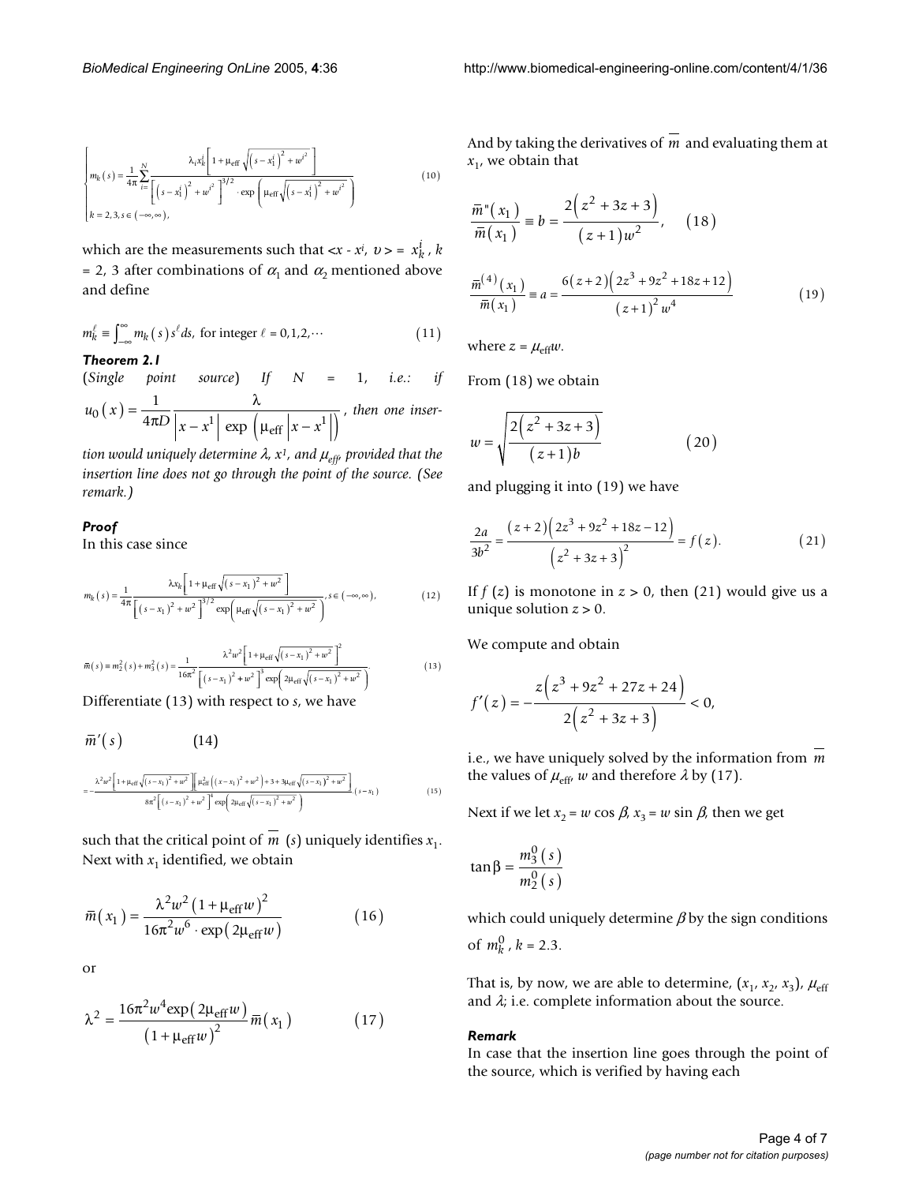$$
\begin{cases} m_k(s) = \dfrac{1}{4\pi}\displaystyle\sum_{i=}^{N} \dfrac{\lambda_i x_k^i \left[1+\mu_{\text{eff}}\sqrt{\left(s-x_1^i\right)^2+w^{i^2}}\right]}{\left[\left(s-x_1^i\right)^2+w^{i^2}\right]^{3/2}\cdot\exp\left(\mu_{\text{eff}}\sqrt{\left(s-x_1^i\right)^2+w^{i^2}}\right)} \\ k=2,3, s\in(-\infty,\infty), \end{cases} \tag{10}
$$

which are the measurements such that $<x - x^i, v> = x_k^i$, $k = 2, 3$ after combinations of $\alpha_1$ and $\alpha_2$ mentioned above and define

$$
m_k^\ell \equiv \int_{-\infty}^{\infty} m_k(s) s^\ell ds, \text{ for integer } \ell = 0,1,2,\cdots \tag{11}
$$

### Theorem 2.1

(*Single point source*) *If* $N = 1$, *i.e.: if* $u_0(x) = \dfrac{1}{4\pi D}\dfrac{\lambda}{\left|x-x^1\right| \exp\left(\mu_{\text{eff}}\left|x-x^1\right|\right)}$, *then one insertion would uniquely determine* $\lambda$, $x^1$, *and* $\mu_{eff}$, *provided that the insertion line does not go through the point of the source. (See remark.)*

### Proof

In this case since

$$
m_k(s) = \frac{1}{4\pi}\frac{\lambda x_k\left[1+\mu_{\text{eff}}\sqrt{\left(s-x_1\right)^2+w^2}\right]}{\left[\left(s-x_1\right)^2+w^2\right]^{3/2}\exp\left(\mu_{\text{eff}}\sqrt{\left(s-x_1\right)^2+w^2}\right)}, s\in(-\infty,\infty), \tag{12}
$$

$$
\overline{m}(s) \equiv m_2^2(s)+m_3^2(s) = \frac{1}{16\pi^2}\frac{\lambda^2 w^2\left[1+\mu_{\text{eff}}\sqrt{\left(s-x_1\right)^2+w^2}\right]^2}{\left[\left(s-x_1\right)^2+w^2\right]^3\exp\left(2\mu_{\text{eff}}\sqrt{\left(s-x_1\right)^2+w^2}\right)}. \tag{13}
$$

Differentiate (13) with respect to $s$, we have

$$
\overline{m}'(s) \tag{14}
$$

$$
= -\frac{\lambda^2 w^2\left[1+\mu_{\text{eff}}\sqrt{\left(s-x_1\right)^2+w^2}\right]\left[\mu_{\text{eff}}^2\left(\left(s-x_1\right)^2+w^2\right)+3+3\mu_{\text{eff}}\sqrt{\left(s-x_1\right)^2+w^2}\right]}{8\pi^2\left[\left(s-x_1\right)^2+w^2\right]^4\exp\left(2\mu_{\text{eff}}\sqrt{\left(s-x_1\right)^2+w^2}\right)}\cdot\left(s-x_1\right) \tag{15}
$$

such that the critical point of $\overline{m}(s)$ uniquely identifies $x_1$. Next with $x_1$ identified, we obtain

$$
\overline{m}(x_1) = \frac{\lambda^2 w^2\left(1+\mu_{\text{eff}} w\right)^2}{16\pi^2 w^6\cdot\exp\left(2\mu_{\text{eff}} w\right)} \tag{16}
$$

or

$$
\lambda^2 = \frac{16\pi^2 w^4 \exp\left(2\mu_{\text{eff}} w\right)}{\left(1+\mu_{\text{eff}} w\right)^2}\overline{m}(x_1) \tag{17}
$$

And by taking the derivatives of $\overline{m}$ and evaluating them at $x_1$, we obtain that

$$
\frac{\overline{m}''(x_1)}{\overline{m}(x_1)} \equiv b = \frac{2\left(z^2+3z+3\right)}{(z+1)w^2}, \tag{18}
$$

$$
\frac{\overline{m}^{(4)}(x_1)}{\overline{m}(x_1)} \equiv a = \frac{6(z+2)\left(2z^3+9z^2+18z+12\right)}{(z+1)^2 w^4} \tag{19}
$$

where $z = \mu_{\text{eff}} w$.

From (18) we obtain

$$
w = \sqrt{\frac{2\left(z^2+3z+3\right)}{(z+1)b}} \tag{20}
$$

and plugging it into (19) we have

$$
\frac{2a}{3b^2} = \frac{(z+2)\left(2z^3+9z^2+18z-12\right)}{\left(z^2+3z+3\right)^2} = f(z). \tag{21}
$$

If $f(z)$ is monotone in $z > 0$, then (21) would give us a unique solution $z > 0$.

We compute and obtain

$$
f'(z) = -\frac{z\left(z^3+9z^2+27z+24\right)}{2\left(z^2+3z+3\right)} < 0,
$$

i.e., we have uniquely solved by the information from $\overline{m}$ the values of $\mu_{\text{eff}}$, $w$ and therefore $\lambda$ by (17).

Next if we let $x_2 = w \cos \beta$, $x_3 = w \sin \beta$, then we get

$$
\tan\beta = \frac{m_3^0(s)}{m_2^0(s)}
$$

which could uniquely determine $\beta$ by the sign conditions of $m_k^0$, $k = 2.3$.

That is, by now, we are able to determine, $(x_1, x_2, x_3)$, $\mu_{\text{eff}}$ and $\lambda$; i.e. complete information about the source.

### Remark

In case that the insertion line goes through the point of the source, which is verified by having each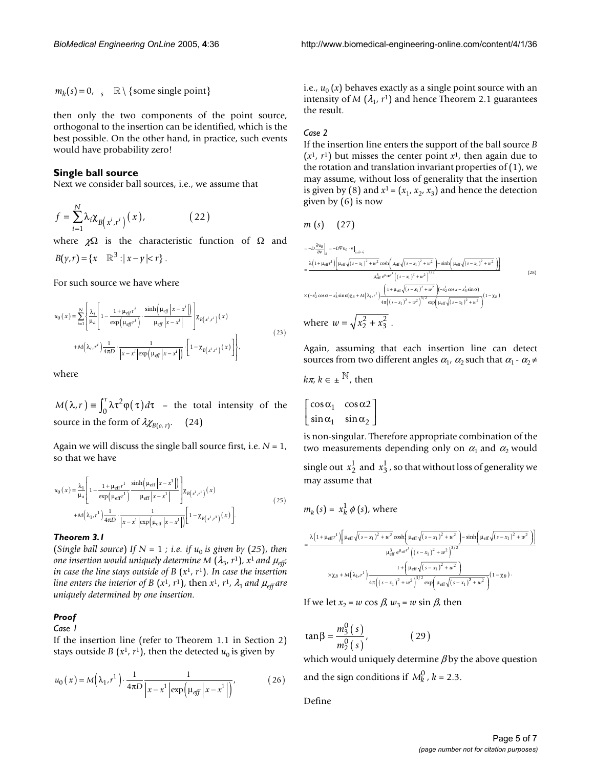$m_k(s) = 0, \ _s \quad \mathbb{R} \setminus \{\text{some single point}\}$

then only the two components of the point source, orthogonal to the insertion can be identified, which is the best possible. On the other hand, in practice, such events would have probability zero!

## Single ball source

Next we consider ball sources, i.e., we assume that

$$f = \sum_{i=1}^{N} \lambda_i \chi_{B\left(x^i, r^i\right)}(x), \qquad (22)$$

where $\chi\Omega$ is the characteristic function of $\Omega$ and $B(y,r) = \{x \quad \mathbb{R}^3 : |x - y| < r\}$.

For such source we have where

$$u_0(x) = \sum_{i=1}^{N} \left\{ \frac{\lambda_i}{\mu_a} \left[ 1 - \frac{1 + \mu_{eff} r^i}{\exp\left(\mu_{eff} r^i\right)} \cdot \frac{\sinh\left(\mu_{eff} \left|x - x^i\right|\right)}{\mu_{eff} \left|x - x^i\right|} \right] \chi_{B\left(x^i, r^i\right)}(x) + M\left(\lambda_i, r^i\right) \frac{1}{4\pi D} \cdot \frac{1}{\left|x - x^i\right| \exp\left(\mu_{eff} \left|x - x^i\right|\right)} \cdot \left[1 - \chi_{B\left(x^i, r^i\right)}(x)\right] \right\}, \qquad (23)$$

where

$M(\lambda, r) \equiv \int_0^r \lambda \tau^2 \varphi(\tau) d\tau$ – the total intensity of the source in the form of $\lambda \chi_{B(o,r)}$. (24)

Again we will discuss the single ball source first, i.e. $N = 1$, so that we have

$$u_0(x) = \frac{\lambda_1}{\mu_a} \left[ 1 - \frac{1 + \mu_{eff} r^1}{\exp\left(\mu_{eff} r^1\right)} \frac{\sinh\left(\mu_{eff} \left|x - x^1\right|\right)}{\mu_{eff} \left|x - x^1\right|} \right] \chi_{B\left(x^1, r^1\right)}(x) + M\left(\lambda_1, r^1\right) \frac{1}{4\pi D} \cdot \frac{1}{\left|x - x^1\right| \exp\left(\mu_{eff} \left|x - x^1\right|\right)} \left[1 - \chi_{B\left(x^1, r^1\right)}(x)\right]. \qquad (25)$$

### *Theorem 3.1*

(*Single ball source*) *If $N = 1$ ; i.e. if $u_0$ is given by (25), then one insertion would uniquely determine $M(\lambda_3, r^1)$, $x^1$ and $\mu_{eff}$; in case the line stays outside of $B(x^1, r^1)$. In case the insertion line enters the interior of $B(x^1, r^1)$, then $x^1$, $r^1$, $\lambda_1$ and $\mu_{eff}$ are uniquely determined by one insertion.*

### *Proof*

*Case 1*

If the insertion line (refer to Theorem 1.1 in Section 2) stays outside $B(x^1, r^1)$, then the detected $u_0$ is given by

$$u_0(x) = M\left(\lambda_1, r^1\right) \cdot \frac{1}{4\pi D} \frac{1}{\left|x - x^1\right| \exp\left(\mu_{eff} \left|x - x^1\right|\right)}, \qquad (26)$$

i.e., $u_0(x)$ behaves exactly as a single point source with an intensity of $M(\lambda_1, r^1)$ and hence Theorem 2.1 guarantees the result.

*Case 2*

If the insertion line enters the support of the ball source $B(x^1, r^1)$ but misses the center point $x^1$, then again due to the rotation and translation invariant properties of (1), we may assume, without loss of generality that the insertion is given by (8) and $x^1 = (x_1, x_2, x_3)$ and hence the detection given by (6) is now

$m(s)$ (27)

$$= -D\frac{\partial v_0}{\partial v}\Big|_S = -D\nabla v_0 \cdot v\Big|_{x=(s+i)}$$
$$= \frac{\lambda\left(1+\mu_{eff}r^1\right)\left[\mu_{eff}\sqrt{(s-x_1)^2+w^2}\cosh\left(\mu_{eff}\sqrt{(s-x_1)^2+w^2}\right)-\sinh\left(\mu_{eff}\sqrt{(s-x_1)^2+w^2}\right)\right]}{\mu_{eff}^3 e^{\mu_{eff}r^1}\left((s-x_1)^2+w^2\right)^{3/2}}$$
$$\times(-x_2^1\cos\alpha - x_3^1\sin\alpha)\chi_B + M\left(\lambda_1,r^1\right)\frac{\left(1+\mu_{eff}\sqrt{(s-x_1)^2+w^2}\right)(-x_2^1\cos x - x_3^1\sin\alpha)}{4\pi\left((s-x_1)^2+w^2\right)^{3/2}\exp\left(\mu_{eff}\sqrt{(s-x_1)^2+w^2}\right)}(1-\chi_B) \qquad (28)$$

where $w = \sqrt{x_2^2 + x_3^2}$.

Again, assuming that each insertion line can detect sources from two different angles $\alpha_1$, $\alpha_2$ such that $\alpha_1 - \alpha_2 \neq k\pi$, $k \in \pm\mathbb{N}$, then

$$\begin{bmatrix} \cos\alpha_1 & \cos\alpha 2 \\ \sin\alpha_1 & \sin\alpha_2 \end{bmatrix}$$

is non-singular. Therefore appropriate combination of the two measurements depending only on $\alpha_1$ and $\alpha_2$ would single out $x_2^1$ and $x_3^1$, so that without loss of generality we may assume that

$m_k(s) = x_k^1 \phi(s)$, where

$$= \frac{\lambda\left(1+\mu_{eff}r^1\right)\left[\mu_{eff}\sqrt{(s-x_1)^2+w^2}\cosh\left(\mu_{eff}\sqrt{(s-x_1)^2+w^2}\right)-\sinh\left(\mu_{eff}\sqrt{(s-x_1)^2+w^2}\right)\right]}{\mu_{eff}^3 e^{\mu_{eff}r^1}\left((s-x_1)^2+w^2\right)^{3/2}}$$
$$\times\chi_B + M\left(\lambda_1,r^1\right)\frac{1+\left(\mu_{eff}\sqrt{(s-x_1)^2+w^2}\right)}{4\pi\left((s-x_1)^2+w^2\right)^{3/2}\exp\left(\mu_{eff}\sqrt{(s-x_1)^2+w^2}\right)}(1-\chi_B).$$

If we let $x_2 = w\cos\beta$, $w_3 = w\sin\beta$, then

$$\tan\beta = \frac{m_3^0(s)}{m_2^0(s)}, \qquad (29)$$

which would uniquely determine $\beta$ by the above question and the sign conditions if $M_k^0$, $k = 2.3$.

Define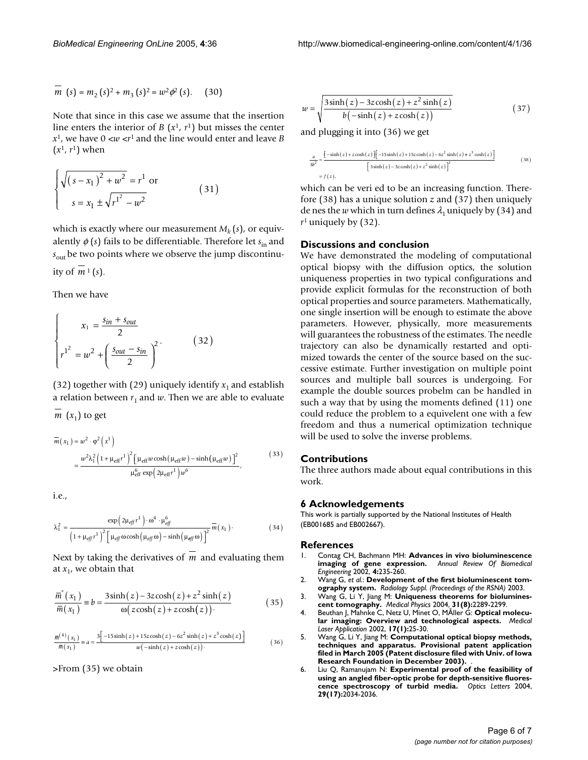$$\overline{m}\ (s) = m_2\,(s)^2 + m_3\,(s)^2 = w^2 \phi^2\,(s). \quad (30)$$

Note that since in this case we assume that the insertion line enters the interior of $B\ (x^1, r^1)$ but misses the center $x^1$, we have $0 < w < r^1$ and the line would enter and leave $B\ (x^1, r^1)$ when

$$\begin{cases} \sqrt{\left(s - x_1\right)^2 + w^2} = r^1 \text{ or} \\ s = x_1 \pm \sqrt{r^{1^2} - w^2} \end{cases} \quad (31)$$

which is exactly where our measurement $M_k\,(s)$, or equivalently $\phi\,(s)$ fails to be differentiable. Therefore let $s_{\text{in}}$ and $s_{\text{out}}$ be two points where we observe the jump discontinuity of $\overline{m}^{\,1}\,(s)$.

Then we have

$$\begin{cases} x_1 = \dfrac{s_{in} + s_{out}}{2} \\ r^{1^2} = w^2 + \left(\dfrac{s_{out} - s_{in}}{2}\right)^2. \end{cases} \quad (32)$$

(32) together with (29) uniquely identify $x_1$ and establish a relation between $r_1$ and $w$. Then we are able to evaluate $\overline{m}\ (x_1)$ to get

$$\begin{aligned} \overline{m}\left(x_1\right) &= w^2 \cdot \varphi^2\left(x^1\right) \\ &= \frac{w^2 \lambda_1^2 \left(1 + \mu_{\text{eff}} r^1\right)^2 \left[\mu_{\text{eff}} w \cosh\left(\mu_{\text{eff}} w\right) - \sinh\left(\mu_{\text{eff}} w\right)\right]^2}{\mu_{\text{eff}}^6 \exp\left(2\mu_{\text{eff}} r^1\right) w^6}, \end{aligned} \quad (33)$$

i.e.,

$$\lambda_1^2 = \frac{\exp\left(2\mu_{eff} r^1\right) \cdot \omega^4 \cdot \mu_{eff}^6}{\left(1 + \mu_{eff} r^1\right)^2 \left[\mu_{eff}\,\omega \cosh\left(\mu_{eff}\,\omega\right) - \sinh\left(\mu_{eff}\,\omega\right)\right]^2} \overline{m}\left(x_1\right). \quad (34)$$

Next by taking the derivatives of $\overline{m}$ and evaluating them at $x_1$, we obtain that

$$\frac{\overline{m}''\left(x_1\right)}{\overline{m}\left(x_1\right)} \equiv b = \frac{3\sinh\left(z\right) - 3z\cosh\left(z\right) + z^2 \sinh\left(z\right)}{\omega\left(z\cosh\left(z\right) + z\cosh\left(z\right)\right)}. \quad (35)$$

$$\frac{\overline{m}^{(4)}\left(x_1\right)}{\overline{m}\left(x_1\right)} \equiv a = \frac{3\left[-15\sinh\left(z\right) + 15z\cosh\left(z\right) - 6z^2\sinh\left(z\right) + z^3\cosh\left(z\right)\right]}{w\left(-\sinh\left(z\right) + z\cosh\left(z\right)\right)}. \quad (36)$$

>From (35) we obtain

$$w = \sqrt{\frac{3\sinh\left(z\right) - 3z\cosh\left(z\right) + z^2\sinh\left(z\right)}{b\left(-\sinh\left(z\right) + z\cosh\left(z\right)\right)}} \quad (37)$$

and plugging it into (36) we get

$$\begin{aligned} \frac{a}{3b^2} &= \frac{\left[-\sinh\left(z\right) + z\cosh\left(z\right)\right]\left[-15\sinh\left(z\right) + 15z\cosh\left(z\right) - 6z^2\sinh\left(z\right) + z^3\cosh\left(z\right)\right]}{\left[3\sinh\left(z\right) - 3z\cosh\left(z\right) + z^2\sinh\left(z\right)\right]^2} \\ &= f\left(z\right), \end{aligned} \quad (38)$$

which can be veri ed to be an increasing function. Therefore (38) has a unique solution $z$ and (37) then uniquely de nes the $w$ which in turn defines $\lambda_1$ uniquely by (34) and $r^1$ uniquely by (32).

## Discussions and conclusion

We have demonstrated the modeling of computational optical biopsy with the diffusion optics, the solution uniqueness properties in two typical configurations and provide explicit formulas for the reconstruction of both optical properties and source parameters. Mathematically, one single insertion will be enough to estimate the above parameters. However, physically, more measurements will guarantees the robustness of the estimates. The needle trajectory can also be dynamically restarted and optimized towards the center of the source based on the successive estimate. Further investigation on multiple point sources and multiple ball sources is undergoing. For example the double sources probelm can be handled in such a way that by using the moments defined (11) one could reduce the problem to a equivelent one with a few freedom and thus a numerical optimization technique will be used to solve the inverse problems.

## Contributions

The three authors made about equal contributions in this work.

## 6 Acknowledgements

This work is partially supported by the National Institutes of Health (EB001685 and EB002667).

## References

1. Contag CH, Bachmann MH: **Advances in vivo bioluminescence imaging of gene expression.** *Annual Review Of Biomedical Engineering* 2002, **4:**235-260.
2. Wang G, *et al.*: **Development of the first bioluminescent tomography system.** *Radiology Suppl. (Proceedings of the RSNA)* 2003.
3. Wang G, Li Y, Jiang M: **Uniqueness theorems for bioluminescent tomography.** *Medical Physics* 2004, **31(8):**2289-2299.
4. Beuthan J, Mahnke C, Netz U, Minet O, MÃller G: **Optical molecular imaging: Overview and technological aspects.** *Medical Laser Application* 2002, **17(1):**25-30.
5. Wang G, Li Y, Jiang M: **Computational optical biopsy methods, techniques and apparatus. Provisional patent application filed in March 2005 (Patent disclosure filed with Univ. of Iowa Research Foundation in December 2003).** .
6. Liu Q, Ramanujam N: **Experimental proof of the feasibility of using an angled fiber-optic probe for depth-sensitive fluorescence spectroscopy of turbid media.** *Optics Letters* 2004, **29(17):**2034-2036.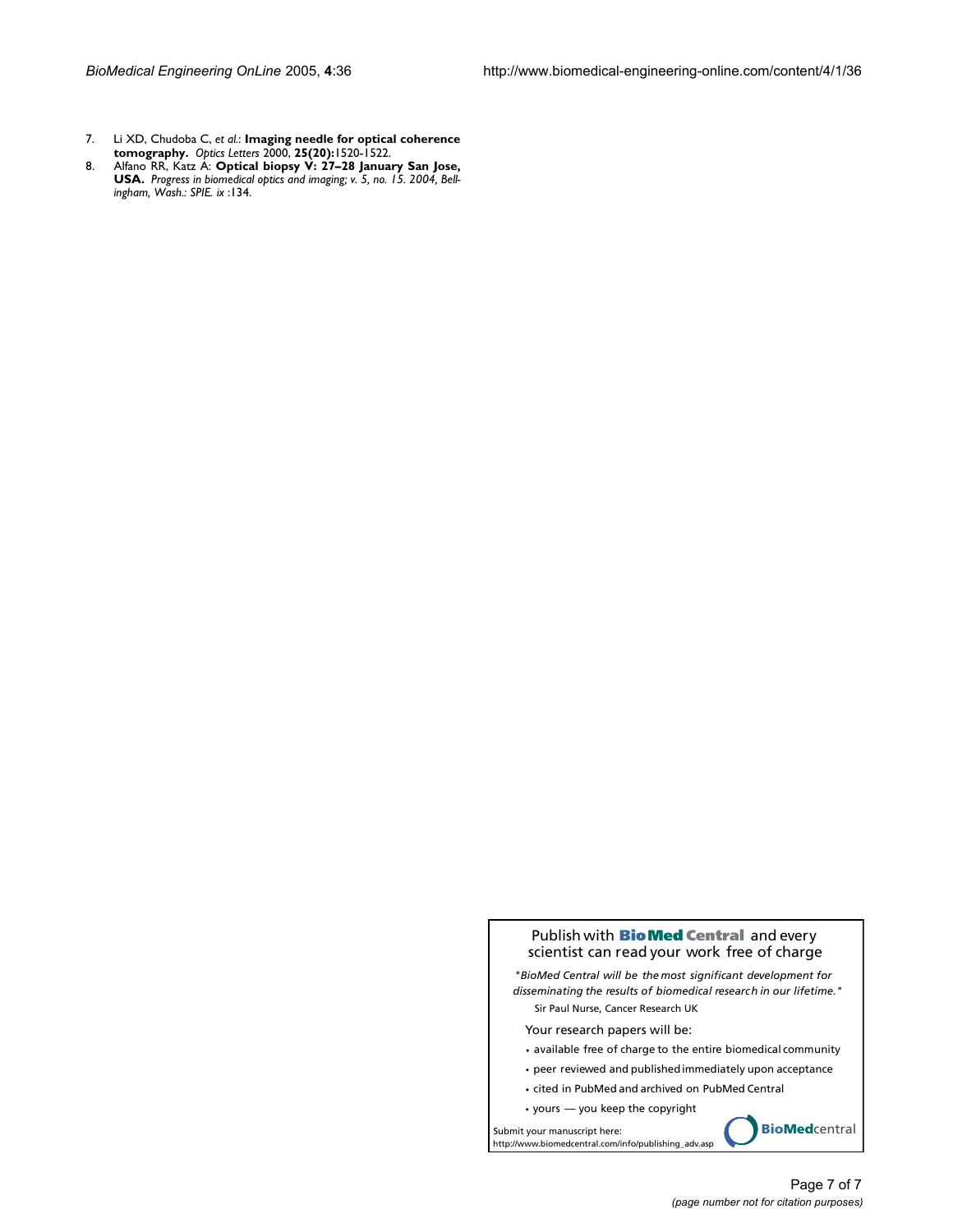7. Li XD, Chudoba C, *et al.*: **Imaging needle for optical coherence tomography.** *Optics Letters* 2000, **25(20):**1520-1522.
8. Alfano RR, Katz A: **Optical biopsy V: 27–28 January San Jose, USA.** *Progress in biomedical optics and imaging; v. 5, no. 15. 2004, Bellingham, Wash.: SPIE. ix* :134.

Publish with **BioMed Central** and every scientist can read your work free of charge

*"BioMed Central will be the most significant development for disseminating the results of biomedical research in our lifetime."*

Sir Paul Nurse, Cancer Research UK

Your research papers will be:

- available free of charge to the entire biomedical community
- peer reviewed and published immediately upon acceptance
- cited in PubMed and archived on PubMed Central
- yours — you keep the copyright

Submit your manuscript here:
http://www.biomedcentral.com/info/publishing_adv.asp

**BioMed**central